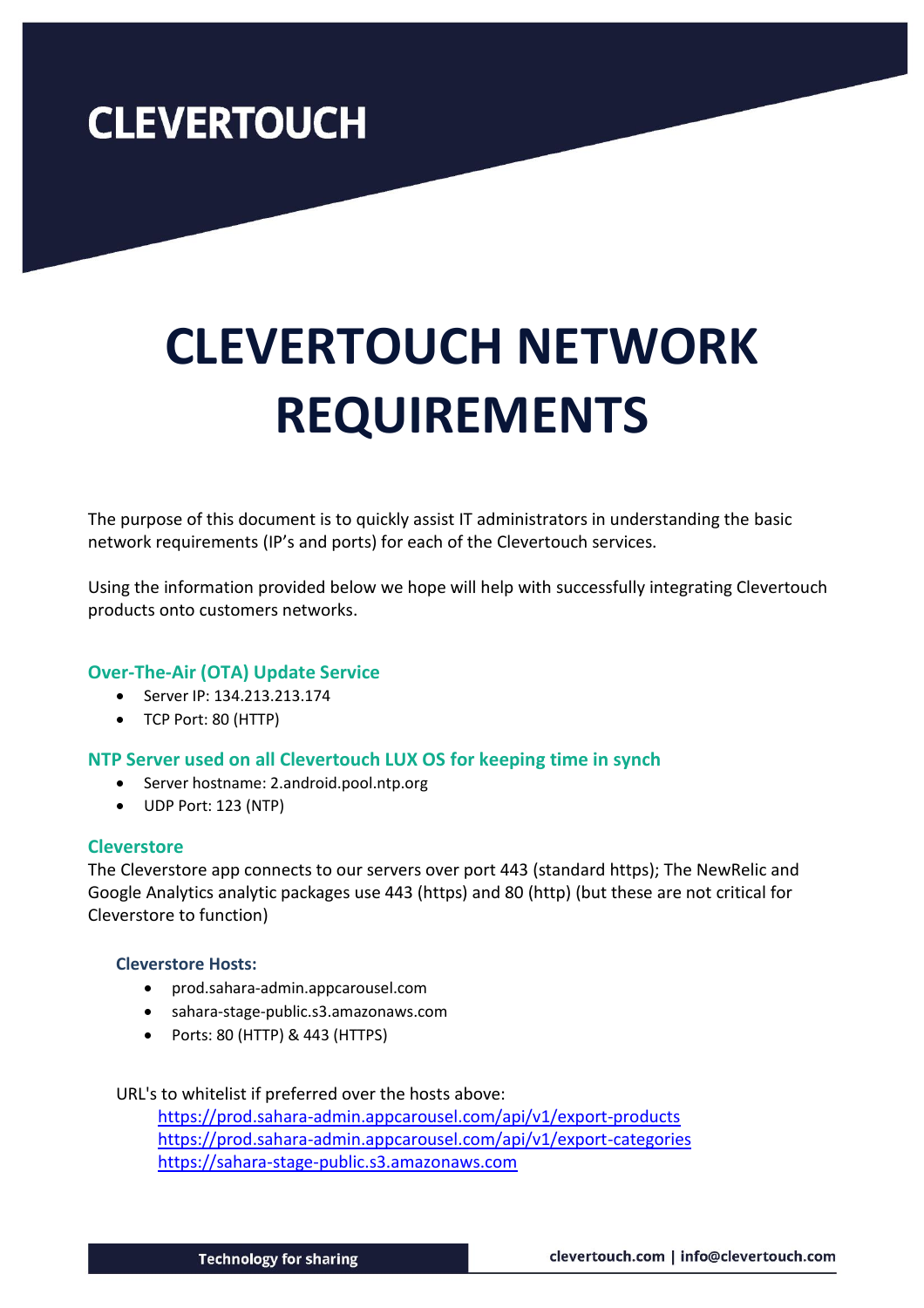CLEVERTOUCH

# CLEVERTOUCH NETWORK REQUIREMENTS

The purpose of this document is to quickly assist IT administrators in understanding the basic network requirements (IP's and ports) for each of the Clevertouch services.

Using the information provided below we hope will help with successfully integrating Clevertouch products onto customers networks.

## Over-The-Air (OTA) Update Service

- Server IP: 134.213.213.174
- TCP Port: 80 (HTTP)

## NTP Server used on all Clevertouch LUX OS for keeping time in synch

- Server hostname: 2.android.pool.ntp.org
- UDP Port: 123 (NTP)

## Cleverstore

The Cleverstore app connects to our servers over port 443 (standard https); The NewRelic and Google Analytics analytic packages use 443 (https) and 80 (http) (but these are not critical for Cleverstore to function)

### Cleverstore Hosts:

- prod.sahara-admin.appcarousel.com
- sahara-stage-public.s3.amazonaws.com
- Ports: 80 (HTTP) & 443 (HTTPS)

URL's to whitelist if preferred over the hosts above:

https://prod.sahara-admin.appcarousel.com/api/v1/export-products
https://prod.sahara-admin.appcarousel.com/api/v1/export-categories
https://sahara-stage-public.s3.amazonaws.com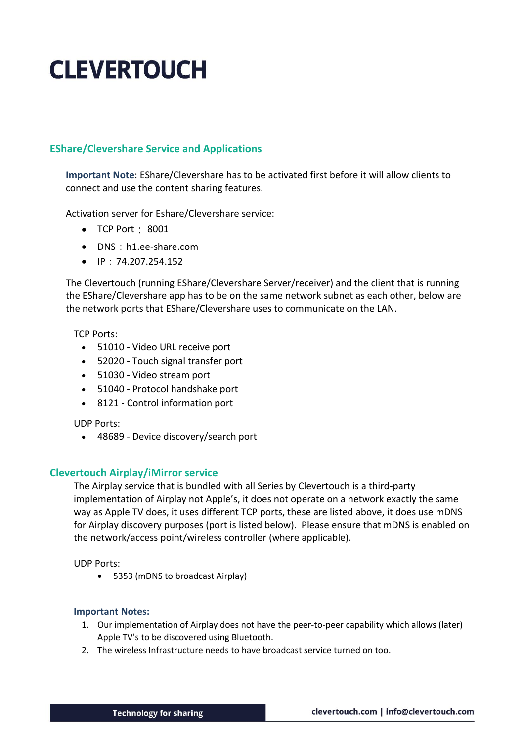## EShare/Clevershare Service and Applications

**Important Note**: EShare/Clevershare has to be activated first before it will allow clients to connect and use the content sharing features.

Activation server for Eshare/Clevershare service:

- TCP Port： 8001
- DNS：h1.ee-share.com
- IP：74.207.254.152

The Clevertouch (running EShare/Clevershare Server/receiver) and the client that is running the EShare/Clevershare app has to be on the same network subnet as each other, below are the network ports that EShare/Clevershare uses to communicate on the LAN.

TCP Ports:

- 51010 - Video URL receive port
- 52020 - Touch signal transfer port
- 51030 - Video stream port
- 51040 - Protocol handshake port
- 8121 - Control information port

UDP Ports:

- 48689 - Device discovery/search port

## Clevertouch Airplay/iMirror service

The Airplay service that is bundled with all Series by Clevertouch is a third-party implementation of Airplay not Apple's, it does not operate on a network exactly the same way as Apple TV does, it uses different TCP ports, these are listed above, it does use mDNS for Airplay discovery purposes (port is listed below). Please ensure that mDNS is enabled on the network/access point/wireless controller (where applicable).

UDP Ports:

- 5353 (mDNS to broadcast Airplay)

**Important Notes:**

1. Our implementation of Airplay does not have the peer-to-peer capability which allows (later) Apple TV's to be discovered using Bluetooth.
2. The wireless Infrastructure needs to have broadcast service turned on too.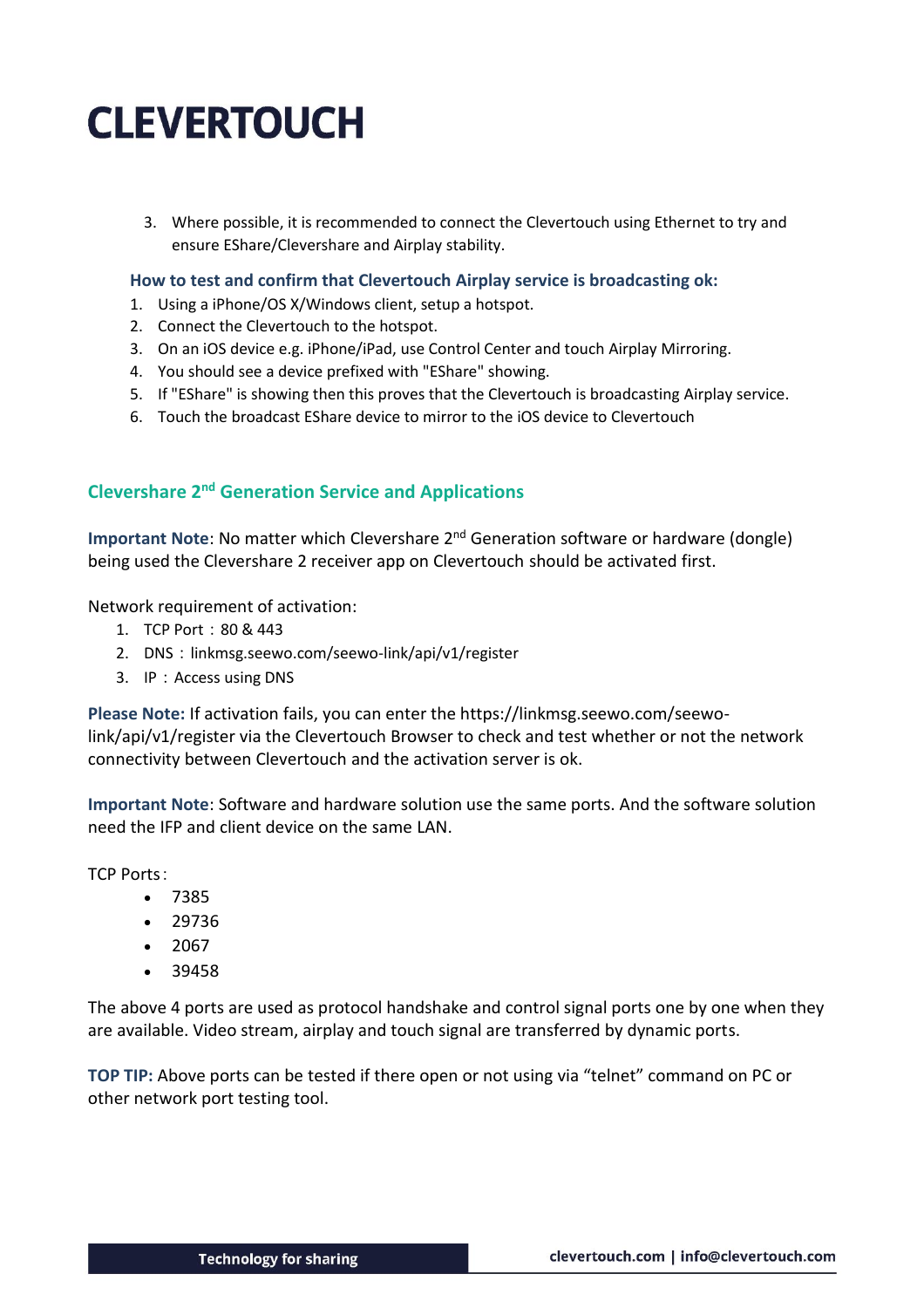3. Where possible, it is recommended to connect the Clevertouch using Ethernet to try and ensure EShare/Clevershare and Airplay stability.

### How to test and confirm that Clevertouch Airplay service is broadcasting ok:

1. Using a iPhone/OS X/Windows client, setup a hotspot.
2. Connect the Clevertouch to the hotspot.
3. On an iOS device e.g. iPhone/iPad, use Control Center and touch Airplay Mirroring.
4. You should see a device prefixed with "EShare" showing.
5. If "EShare" is showing then this proves that the Clevertouch is broadcasting Airplay service.
6. Touch the broadcast EShare device to mirror to the iOS device to Clevertouch

## Clevershare 2nd Generation Service and Applications

**Important Note**: No matter which Clevershare 2nd Generation software or hardware (dongle) being used the Clevershare 2 receiver app on Clevertouch should be activated first.

Network requirement of activation:

1. TCP Port：80 & 443
2. DNS：linkmsg.seewo.com/seewo-link/api/v1/register
3. IP：Access using DNS

**Please Note:** If activation fails, you can enter the https://linkmsg.seewo.com/seewo-link/api/v1/register via the Clevertouch Browser to check and test whether or not the network connectivity between Clevertouch and the activation server is ok.

**Important Note**: Software and hardware solution use the same ports. And the software solution need the IFP and client device on the same LAN.

TCP Ports：

- 7385
- 29736
- 2067
- 39458

The above 4 ports are used as protocol handshake and control signal ports one by one when they are available. Video stream, airplay and touch signal are transferred by dynamic ports.

**TOP TIP:** Above ports can be tested if there open or not using via “telnet” command on PC or other network port testing tool.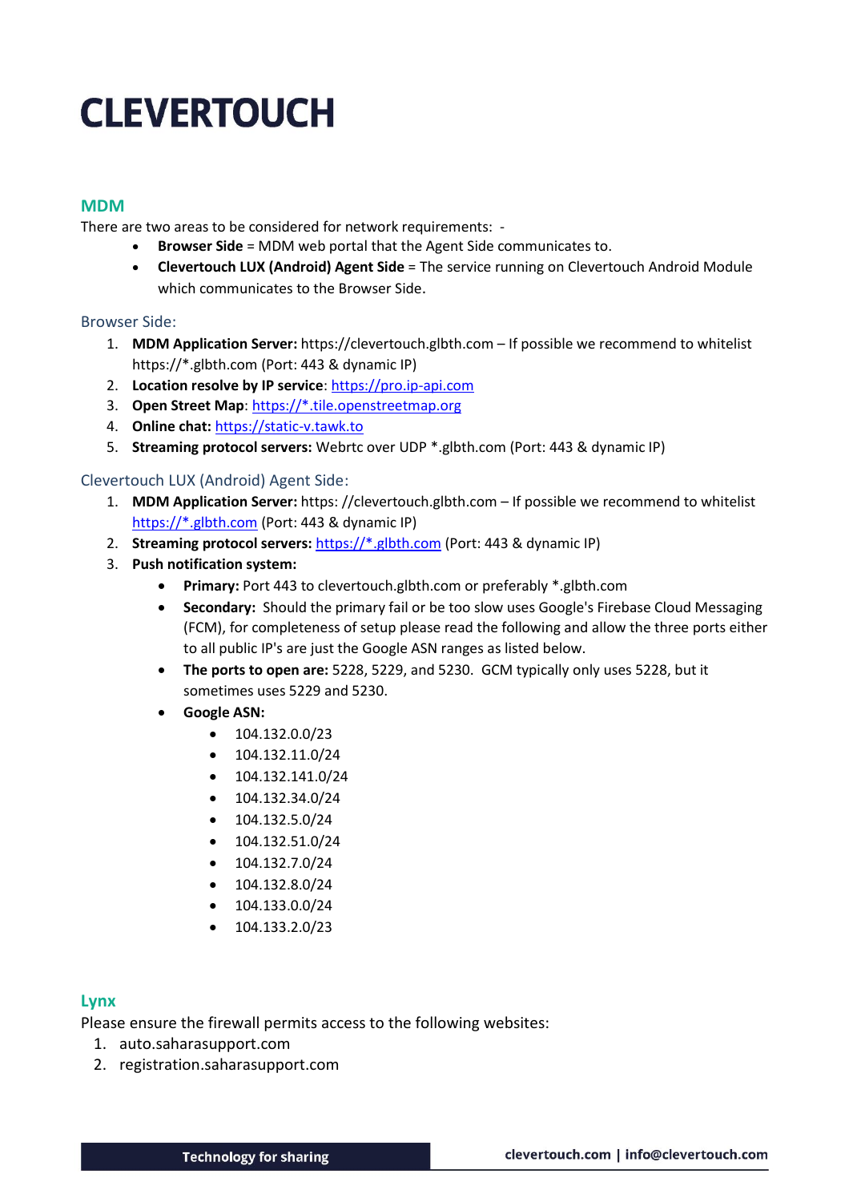# CLEVERTOUCH

## MDM

There are two areas to be considered for network requirements: -

- **Browser Side** = MDM web portal that the Agent Side communicates to.
- **Clevertouch LUX (Android) Agent Side** = The service running on Clevertouch Android Module which communicates to the Browser Side.

### Browser Side:

1. **MDM Application Server:** https://clevertouch.glbth.com – If possible we recommend to whitelist https://*.glbth.com (Port: 443 & dynamic IP)
2. **Location resolve by IP service**: https://pro.ip-api.com
3. **Open Street Map**: https://*.tile.openstreetmap.org
4. **Online chat:** https://static-v.tawk.to
5. **Streaming protocol servers:** Webrtc over UDP *.glbth.com (Port: 443 & dynamic IP)

### Clevertouch LUX (Android) Agent Side:

1. **MDM Application Server:** https: //clevertouch.glbth.com – If possible we recommend to whitelist https://*.glbth.com (Port: 443 & dynamic IP)
2. **Streaming protocol servers:** https://*.glbth.com (Port: 443 & dynamic IP)
3. **Push notification system:**
   - **Primary:** Port 443 to clevertouch.glbth.com or preferably *.glbth.com
   - **Secondary:** Should the primary fail or be too slow uses Google's Firebase Cloud Messaging (FCM), for completeness of setup please read the following and allow the three ports either to all public IP's are just the Google ASN ranges as listed below.
   - **The ports to open are:** 5228, 5229, and 5230. GCM typically only uses 5228, but it sometimes uses 5229 and 5230.
   - **Google ASN:**
     - 104.132.0.0/23
     - 104.132.11.0/24
     - 104.132.141.0/24
     - 104.132.34.0/24
     - 104.132.5.0/24
     - 104.132.51.0/24
     - 104.132.7.0/24
     - 104.132.8.0/24
     - 104.133.0.0/24
     - 104.133.2.0/23

## Lynx

Please ensure the firewall permits access to the following websites:

1. auto.saharasupport.com
2. registration.saharasupport.com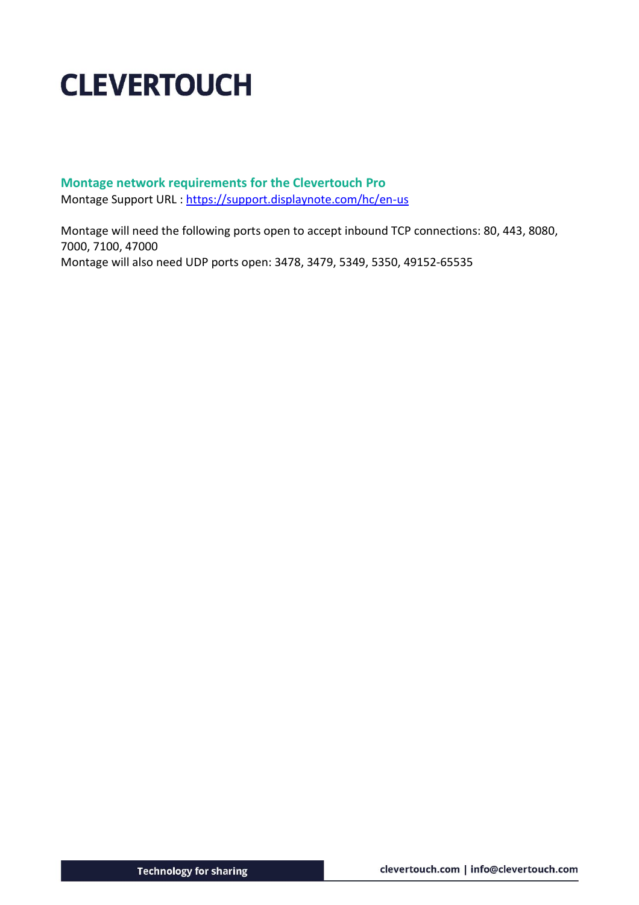# CLEVERTOUCH

## Montage network requirements for the Clevertouch Pro

Montage Support URL : [https://support.displaynote.com/hc/en-us](https://support.displaynote.com/hc/en-us)

Montage will need the following ports open to accept inbound TCP connections: 80, 443, 8080, 7000, 7100, 47000

Montage will also need UDP ports open: 3478, 3479, 5349, 5350, 49152-65535